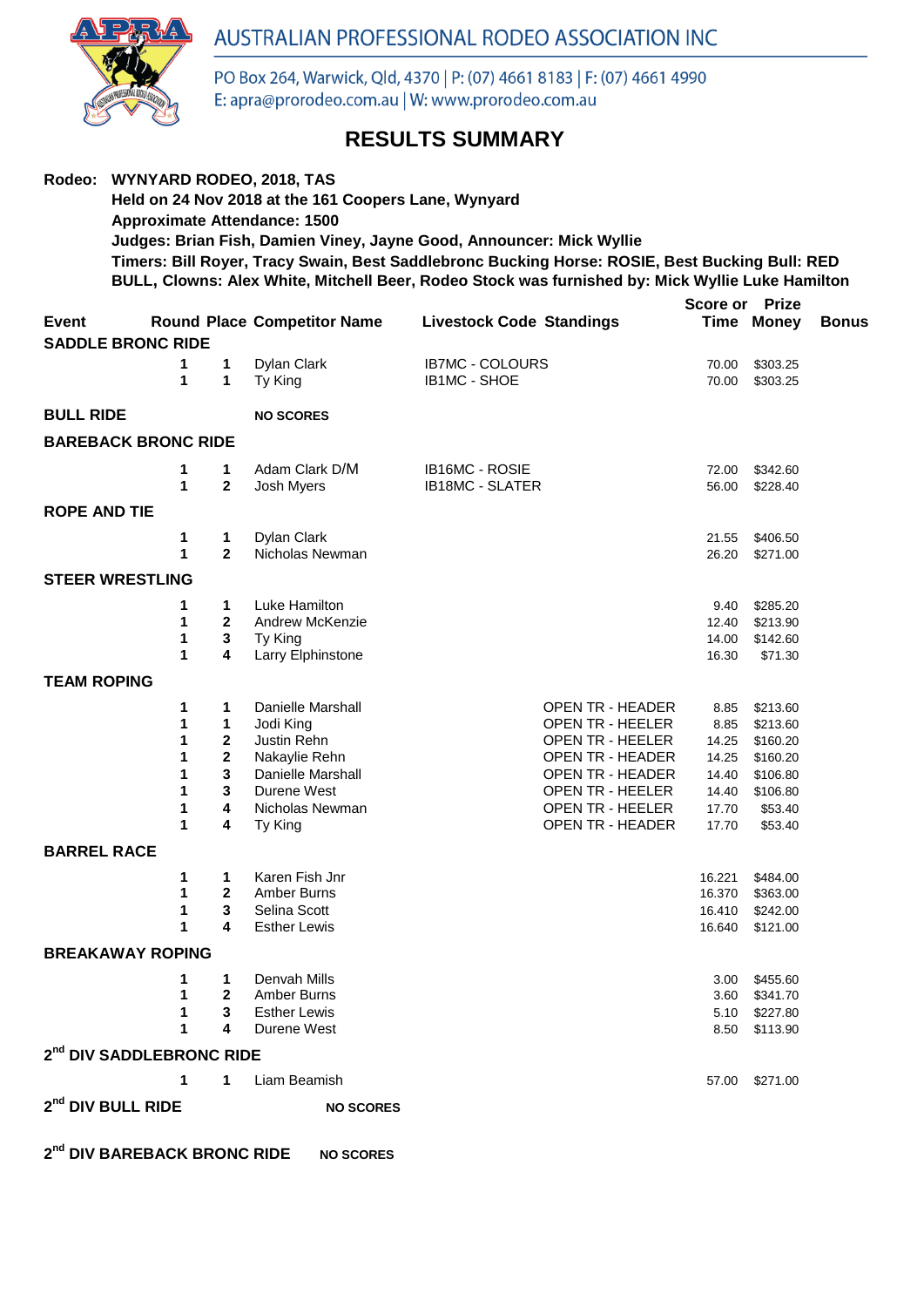# AUSTRALIAN PROFESSIONAL RODEO ASSOCIATION INC

PO Box 264, Warwick, Qld, 4370 | P: (07) 4661 8183 | F: (07) 4661 4990
E: apra@prorodeo.com.au | W: www.prorodeo.com.au

## RESULTS SUMMARY

**Rodeo: WYNYARD RODEO, 2018, TAS**
**Held on 24 Nov 2018 at the 161 Coopers Lane, Wynyard**
**Approximate Attendance: 1500**
**Judges: Brian Fish, Damien Viney, Jayne Good, Announcer: Mick Wyllie**
**Timers: Bill Royer, Tracy Swain, Best Saddlebronc Bucking Horse: ROSIE, Best Bucking Bull: RED BULL, Clowns: Alex White, Mitchell Beer, Rodeo Stock was furnished by: Mick Wyllie Luke Hamilton**

| Event | Round | Place | Competitor Name | Livestock Code | Standings | Score or Time | Prize Money | Bonus |
|---|---|---|---|---|---|---|---|---|
| **SADDLE BRONC RIDE** | | | | | | | | |
| | 1 | 1 | Dylan Clark | IB7MC - COLOURS | | 70.00 | $303.25 | |
| | 1 | 1 | Ty King | IB1MC - SHOE | | 70.00 | $303.25 | |
| **BULL RIDE** | | | **NO SCORES** | | | | | |
| **BAREBACK BRONC RIDE** | | | | | | | | |
| | 1 | 1 | Adam Clark D/M | IB16MC - ROSIE | | 72.00 | $342.60 | |
| | 1 | 2 | Josh Myers | IB18MC - SLATER | | 56.00 | $228.40 | |
| **ROPE AND TIE** | | | | | | | | |
| | 1 | 1 | Dylan Clark | | | 21.55 | $406.50 | |
| | 1 | 2 | Nicholas Newman | | | 26.20 | $271.00 | |
| **STEER WRESTLING** | | | | | | | | |
| | 1 | 1 | Luke Hamilton | | | 9.40 | $285.20 | |
| | 1 | 2 | Andrew McKenzie | | | 12.40 | $213.90 | |
| | 1 | 3 | Ty King | | | 14.00 | $142.60 | |
| | 1 | 4 | Larry Elphinstone | | | 16.30 | $71.30 | |
| **TEAM ROPING** | | | | | | | | |
| | 1 | 1 | Danielle Marshall | | OPEN TR - HEADER | 8.85 | $213.60 | |
| | 1 | 1 | Jodi King | | OPEN TR - HEELER | 8.85 | $213.60 | |
| | 1 | 2 | Justin Rehn | | OPEN TR - HEELER | 14.25 | $160.20 | |
| | 1 | 2 | Nakaylie Rehn | | OPEN TR - HEADER | 14.25 | $160.20 | |
| | 1 | 3 | Danielle Marshall | | OPEN TR - HEADER | 14.40 | $106.80 | |
| | 1 | 3 | Durene West | | OPEN TR - HEELER | 14.40 | $106.80 | |
| | 1 | 4 | Nicholas Newman | | OPEN TR - HEELER | 17.70 | $53.40 | |
| | 1 | 4 | Ty King | | OPEN TR - HEADER | 17.70 | $53.40 | |
| **BARREL RACE** | | | | | | | | |
| | 1 | 1 | Karen Fish Jnr | | | 16.221 | $484.00 | |
| | 1 | 2 | Amber Burns | | | 16.370 | $363.00 | |
| | 1 | 3 | Selina Scott | | | 16.410 | $242.00 | |
| | 1 | 4 | Esther Lewis | | | 16.640 | $121.00 | |
| **BREAKAWAY ROPING** | | | | | | | | |
| | 1 | 1 | Denvah Mills | | | 3.00 | $455.60 | |
| | 1 | 2 | Amber Burns | | | 3.60 | $341.70 | |
| | 1 | 3 | Esther Lewis | | | 5.10 | $227.80 | |
| | 1 | 4 | Durene West | | | 8.50 | $113.90 | |
| **2nd DIV SADDLEBRONC RIDE** | | | | | | | | |
| | 1 | 1 | Liam Beamish | | | 57.00 | $271.00 | |
| **2nd DIV BULL RIDE** | | | **NO SCORES** | | | | | |
| **2nd DIV BAREBACK BRONC RIDE** | | | **NO SCORES** | | | | | |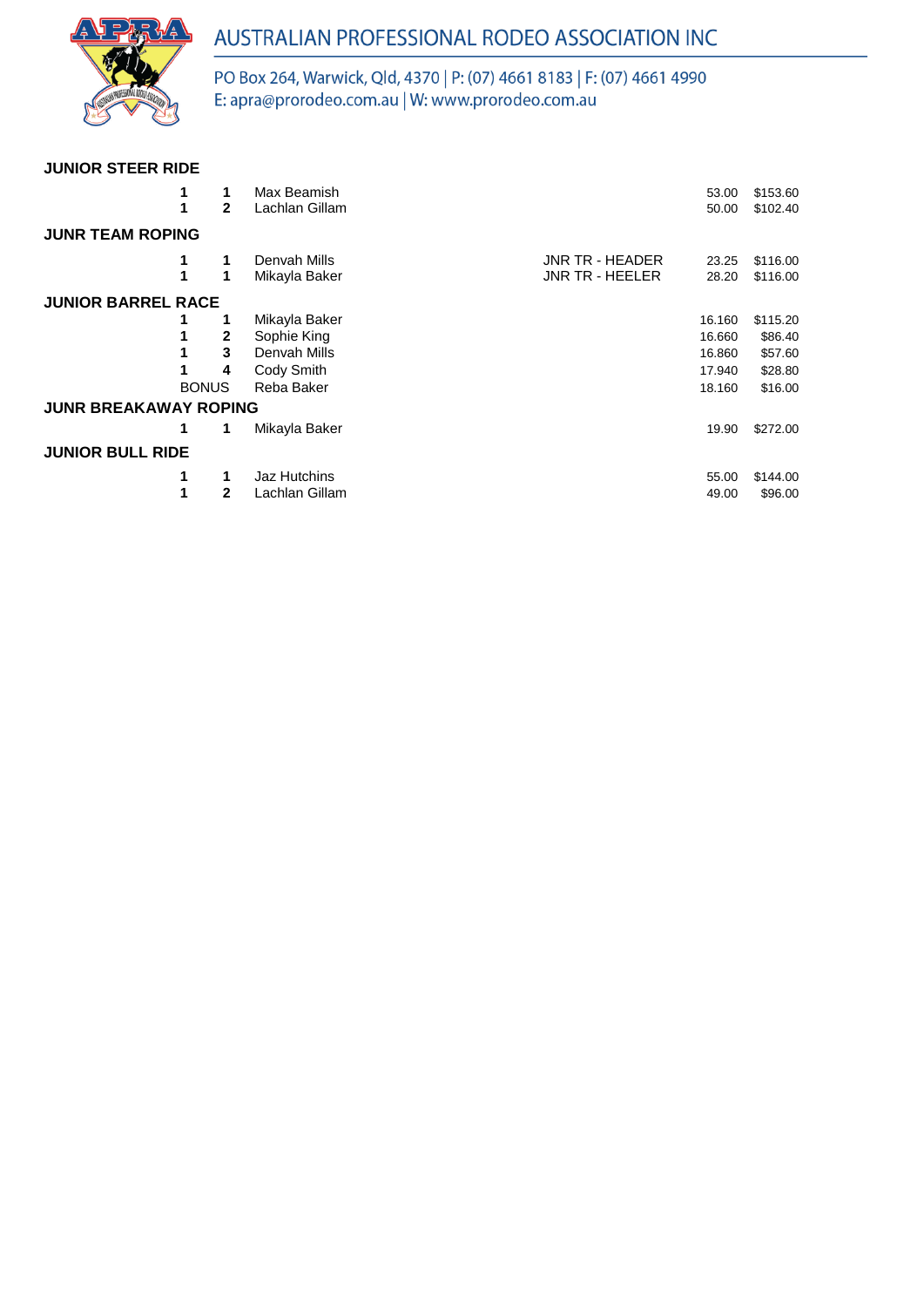AUSTRALIAN PROFESSIONAL RODEO ASSOCIATION INC

PO Box 264, Warwick, Qld, 4370 | P: (07) 4661 8183 | F: (07) 4661 4990
E: apra@prorodeo.com.au | W: www.prorodeo.com.au

## JUNIOR STEER RIDE

| | | | | | |
|---|---|---|---|---|---|
| 1 | 1 | Max Beamish | | 53.00 | $153.60 |
| 1 | 2 | Lachlan Gillam | | 50.00 | $102.40 |

## JUNR TEAM ROPING

| | | | | | |
|---|---|---|---|---|---|
| 1 | 1 | Denvah Mills | JNR TR - HEADER | 23.25 | $116.00 |
| 1 | 1 | Mikayla Baker | JNR TR - HEELER | 28.20 | $116.00 |

## JUNIOR BARREL RACE

| | | | | | |
|---|---|---|---|---|---|
| 1 | 1 | Mikayla Baker | | 16.160 | $115.20 |
| 1 | 2 | Sophie King | | 16.660 | $86.40 |
| 1 | 3 | Denvah Mills | | 16.860 | $57.60 |
| 1 | 4 | Cody Smith | | 17.940 | $28.80 |
| BONUS | | Reba Baker | | 18.160 | $16.00 |

## JUNR BREAKAWAY ROPING

| | | | | | |
|---|---|---|---|---|---|
| 1 | 1 | Mikayla Baker | | 19.90 | $272.00 |

## JUNIOR BULL RIDE

| | | | | | |
|---|---|---|---|---|---|
| 1 | 1 | Jaz Hutchins | | 55.00 | $144.00 |
| 1 | 2 | Lachlan Gillam | | 49.00 | $96.00 |